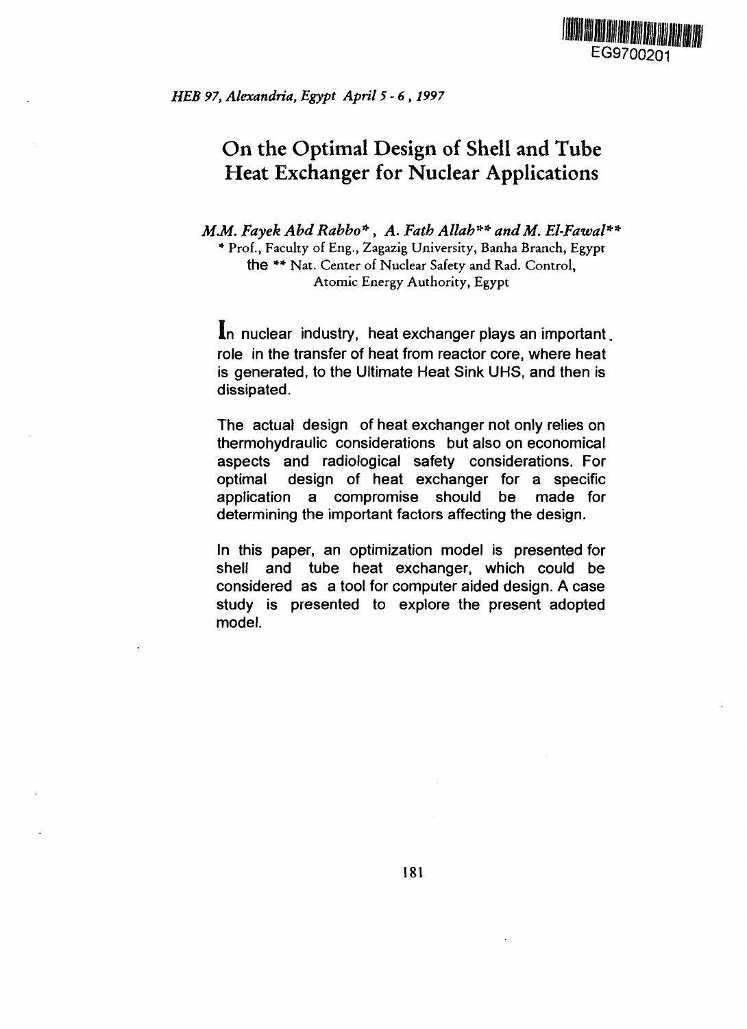EG9700201

*HEB 97, Alexandria, Egypt April 5 - 6 , 1997*

# On the Optimal Design of Shell and Tube Heat Exchanger for Nuclear Applications

***M.M. Fayek Abd Rabbo*\* , A. Fath Allah\*\* and M. El-Fawal\*\****

\* Prof., Faculty of Eng., Zagazig University, Banha Branch, Egypt

the \*\* Nat. Center of Nuclear Safety and Rad. Control, Atomic Energy Authority, Egypt

In nuclear industry, heat exchanger plays an important role in the transfer of heat from reactor core, where heat is generated, to the Ultimate Heat Sink UHS, and then is dissipated.

The actual design of heat exchanger not only relies on thermohydraulic considerations but also on economical aspects and radiological safety considerations. For optimal design of heat exchanger for a specific application a compromise should be made for determining the important factors affecting the design.

In this paper, an optimization model is presented for shell and tube heat exchanger, which could be considered as a tool for computer aided design. A case study is presented to explore the present adopted model.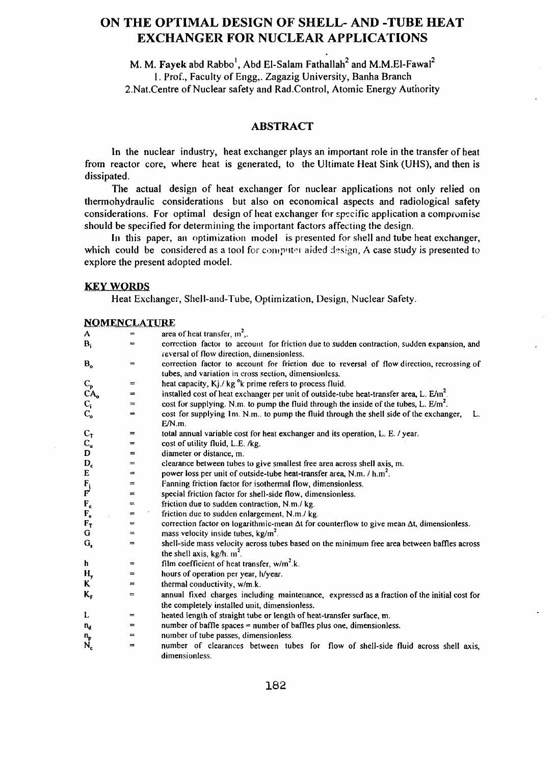# ON THE OPTIMAL DESIGN OF SHELL- AND -TUBE HEAT EXCHANGER FOR NUCLEAR APPLICATIONS

M. M. Fayek abd Rabbo[1], Abd El-Salam Fathallah[2] and M.M.El-Fawal[2]

1. Prof., Faculty of Engg,. Zagazig University, Banha Branch

2. Nat.Centre of Nuclear safety and Rad.Control, Atomic Energy Authority

## ABSTRACT

In the nuclear industry, heat exchanger plays an important role in the transfer of heat from reactor core, where heat is generated, to the Ultimate Heat Sink (UHS), and then is dissipated.

The actual design of heat exchanger for nuclear applications not only relied on thermohydraulic considerations but also on economical aspects and radiological safety considerations. For optimal design of heat exchanger for specific application a compromise should be specified for determining the important factors affecting the design.

In this paper, an optimization model is presented for shell and tube heat exchanger, which could be considered as a tool for computer aided design, A case study is presented to explore the present adopted model.

## KEY WORDS

Heat Exchanger, Shell-and-Tube, Optimization, Design, Nuclear Safety.

## NOMENCLATURE

| | | |
|---|---|---|
| $A$ | = | area of heat transfer, $m^2$,. |
| $B_i$ | = | correction factor to account for friction due to sudden contraction, sudden expansion, and reversal of flow direction, dimensionless. |
| $B_o$ | = | correction factor to account for friction due to reversal of flow direction, recrossing of tubes, and variation in cross section, dimensionless. |
| $C_p$ | = | heat capacity, Kj./ kg °k prime refers to process fluid. |
| $CA_o$ | = | installed cost of heat exchanger per unit of outside-tube heat-transfer area, L. E/$m^2$. |
| $C_i$ | = | cost for supplying. N.m. to pump the fluid through the inside of the tubes, L. E/$m^2$. |
| $C_o$ | = | cost for supplying 1m. N.m.. to pump the fluid through the shell side of the exchanger, L. E/N.m. |
| $C_T$ | = | total annual variable cost for heat exchanger and its operation, L. E. / year. |
| $C_u$ | = | cost of utility fluid, L.E. /kg. |
| $D$ | = | diameter or distance, m. |
| $D_c$ | = | clearance between tubes to give smallest free area across shell axis, m. |
| $E$ | = | power loss per unit of outside-tube heat-transfer area, N.m. / h.$m^2$. |
| $F_i$ | = | Fanning friction factor for isothermal flow, dimensionless. |
| $F'$ | = | special friction factor for shell-side flow, dimensionless. |
| $F_c$ | = | friction due to sudden contraction, N.m./ kg. |
| $F_e$ | = | friction due to sudden enlargement, N.m./ kg. |
| $F_T$ | = | correction factor on logarithmic-mean Δt for counterflow to give mean Δt, dimensionless. |
| $G$ | = | mass velocity inside tubes, kg/$m^2$. |
| $G_s$ | = | shell-side mass velocity across tubes based on the minimum free area between baffles across the shell axis, kg/h. $m^2$. |
| $h$ | = | film coefficient of heat transfer, w/$m^2$.k. |
| $H_y$ | = | hours of operation per year, h/year. |
| $K$ | = | thermal conductivity, w/m.k. |
| $K_F$ | = | annual fixed charges including maintenance, expressed as a fraction of the initial cost for the completely installed unit, dimensionless. |
| $L$ | = | heated length of straight tube or length of heat-transfer surface, m. |
| $n_d$ | = | number of baffle spaces = number of baffles plus one, dimensionless. |
| $n_p$ | = | number of tube passes, dimensionless. |
| $N_c$ | = | number of clearances between tubes for flow of shell-side fluid across shell axis, dimensionless. |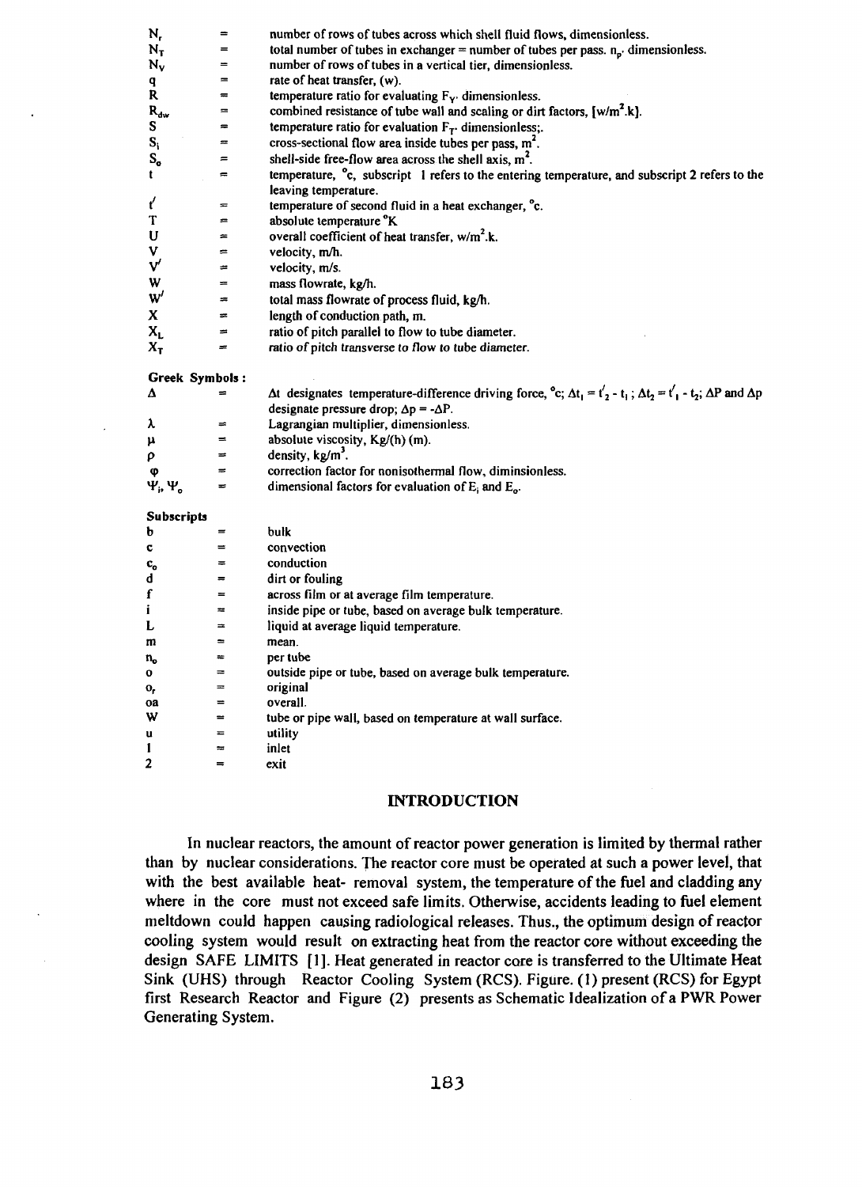| | | |
|---|---|---|
| $N_r$ | = | number of rows of tubes across which shell fluid flows, dimensionless. |
| $N_T$ | = | total number of tubes in exchanger = number of tubes per pass. $n_p$, dimensionless. |
| $N_V$ | = | number of rows of tubes in a vertical tier, dimensionless. |
| q | = | rate of heat transfer, (w). |
| R | = | temperature ratio for evaluating $F_Y$, dimensionless. |
| $R_{dw}$ | = | combined resistance of tube wall and scaling or dirt factors, [w/m$^2$.k]. |
| S | = | temperature ratio for evaluation $F_T$, dimensionless;. |
| $S_i$ | = | cross-sectional flow area inside tubes per pass, m$^2$. |
| $S_o$ | = | shell-side free-flow area across the shell axis, m$^2$. |
| t | = | temperature, °c, subscript 1 refers to the entering temperature, and subscript 2 refers to the leaving temperature. |
| $t'$ | = | temperature of second fluid in a heat exchanger, °c. |
| T | = | absolute temperature °K |
| U | = | overall coefficient of heat transfer, w/m$^2$.k. |
| V | = | velocity, m/h. |
| $V'$ | = | velocity, m/s. |
| W | = | mass flowrate, kg/h. |
| $W'$ | = | total mass flowrate of process fluid, kg/h. |
| X | = | length of conduction path, m. |
| $X_L$ | = | ratio of pitch parallel to flow to tube diameter. |
| $X_T$ | = | ratio of pitch transverse to flow to tube diameter. |

**Greek Symbols :**

| | | |
|---|---|---|
| $\Delta$ | = | $\Delta t$ designates temperature-difference driving force, °c; $\Delta t_1 = t'_2 - t_1$ ; $\Delta t_2 = t'_1 - t_2$; $\Delta P$ and $\Delta p$ designate pressure drop; $\Delta p = -\Delta P$. |
| $\lambda$ | = | Lagrangian multiplier, dimensionless. |
| $\mu$ | = | absolute viscosity, Kg/(h) (m). |
| $\rho$ | = | density, kg/m$^3$. |
| $\varphi$ | = | correction factor for nonisothermal flow, diminsionless. |
| $\Psi_i$, $\Psi_o$ | = | dimensional factors for evaluation of $E_i$ and $E_o$. |

**Subscripts**

| | | |
|---|---|---|
| b | = | bulk |
| c | = | convection |
| $c_o$ | = | conduction |
| d | = | dirt or fouling |
| f | = | across film or at average film temperature. |
| i | = | inside pipe or tube, based on average bulk temperature. |
| L | = | liquid at average liquid temperature. |
| m | = | mean. |
| $n_o$ | = | per tube |
| o | = | outside pipe or tube, based on average bulk temperature. |
| $o_r$ | = | original |
| oa | = | overall. |
| W | = | tube or pipe wall, based on temperature at wall surface. |
| u | = | utility |
| 1 | = | inlet |
| 2 | = | exit |

## INTRODUCTION

In nuclear reactors, the amount of reactor power generation is limited by thermal rather than by nuclear considerations. The reactor core must be operated at such a power level, that with the best available heat- removal system, the temperature of the fuel and cladding any where in the core must not exceed safe limits. Otherwise, accidents leading to fuel element meltdown could happen causing radiological releases. Thus., the optimum design of reactor cooling system would result on extracting heat from the reactor core without exceeding the design SAFE LIMITS [1]. Heat generated in reactor core is transferred to the Ultimate Heat Sink (UHS) through Reactor Cooling System (RCS). Figure. (1) present (RCS) for Egypt first Research Reactor and Figure (2) presents as Schematic Idealization of a PWR Power Generating System.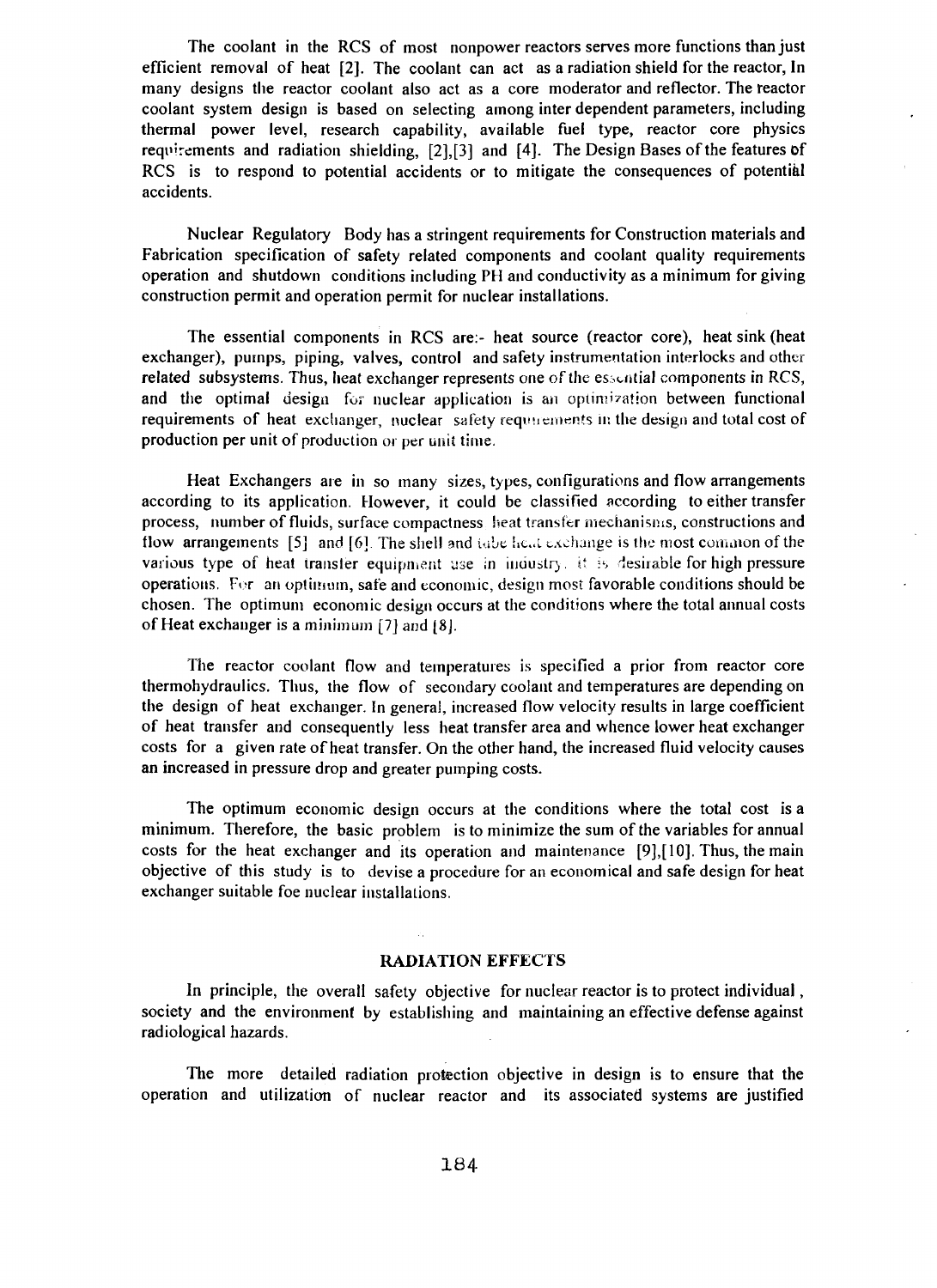The coolant in the RCS of most nonpower reactors serves more functions than just efficient removal of heat [2]. The coolant can act as a radiation shield for the reactor, In many designs the reactor coolant also act as a core moderator and reflector. The reactor coolant system design is based on selecting among inter dependent parameters, including thermal power level, research capability, available fuel type, reactor core physics requirements and radiation shielding, [2],[3] and [4]. The Design Bases of the features of RCS is to respond to potential accidents or to mitigate the consequences of potential accidents.

Nuclear Regulatory Body has a stringent requirements for Construction materials and Fabrication specification of safety related components and coolant quality requirements operation and shutdown conditions including PH and conductivity as a minimum for giving construction permit and operation permit for nuclear installations.

The essential components in RCS are:- heat source (reactor core), heat sink (heat exchanger), pumps, piping, valves, control and safety instrumentation interlocks and other related subsystems. Thus, heat exchanger represents one of the essential components in RCS, and the optimal design for nuclear application is an optimization between functional requirements of heat exchanger, nuclear safety requirements in the design and total cost of production per unit of production or per unit time.

Heat Exchangers are in so many sizes, types, configurations and flow arrangements according to its application. However, it could be classified according to either transfer process, number of fluids, surface compactness heat transfer mechanisms, constructions and flow arrangements [5] and [6]. The shell and tube heat exchange is the most common of the various type of heat transfer equipment use in industry. it is desirable for high pressure operations. For an optimum, safe and economic, design most favorable conditions should be chosen. The optimum economic design occurs at the conditions where the total annual costs of Heat exchanger is a minimum [7] and [8].

The reactor coolant flow and temperatures is specified a prior from reactor core thermohydraulics. Thus, the flow of secondary coolant and temperatures are depending on the design of heat exchanger. In general, increased flow velocity results in large coefficient of heat transfer and consequently less heat transfer area and whence lower heat exchanger costs for a given rate of heat transfer. On the other hand, the increased fluid velocity causes an increased in pressure drop and greater pumping costs.

The optimum economic design occurs at the conditions where the total cost is a minimum. Therefore, the basic problem is to minimize the sum of the variables for annual costs for the heat exchanger and its operation and maintenance [9],[10]. Thus, the main objective of this study is to devise a procedure for an economical and safe design for heat exchanger suitable foe nuclear installations.

## RADIATION EFFECTS

In principle, the overall safety objective for nuclear reactor is to protect individual, society and the environment by establishing and maintaining an effective defense against radiological hazards.

The more detailed radiation protection objective in design is to ensure that the operation and utilization of nuclear reactor and its associated systems are justified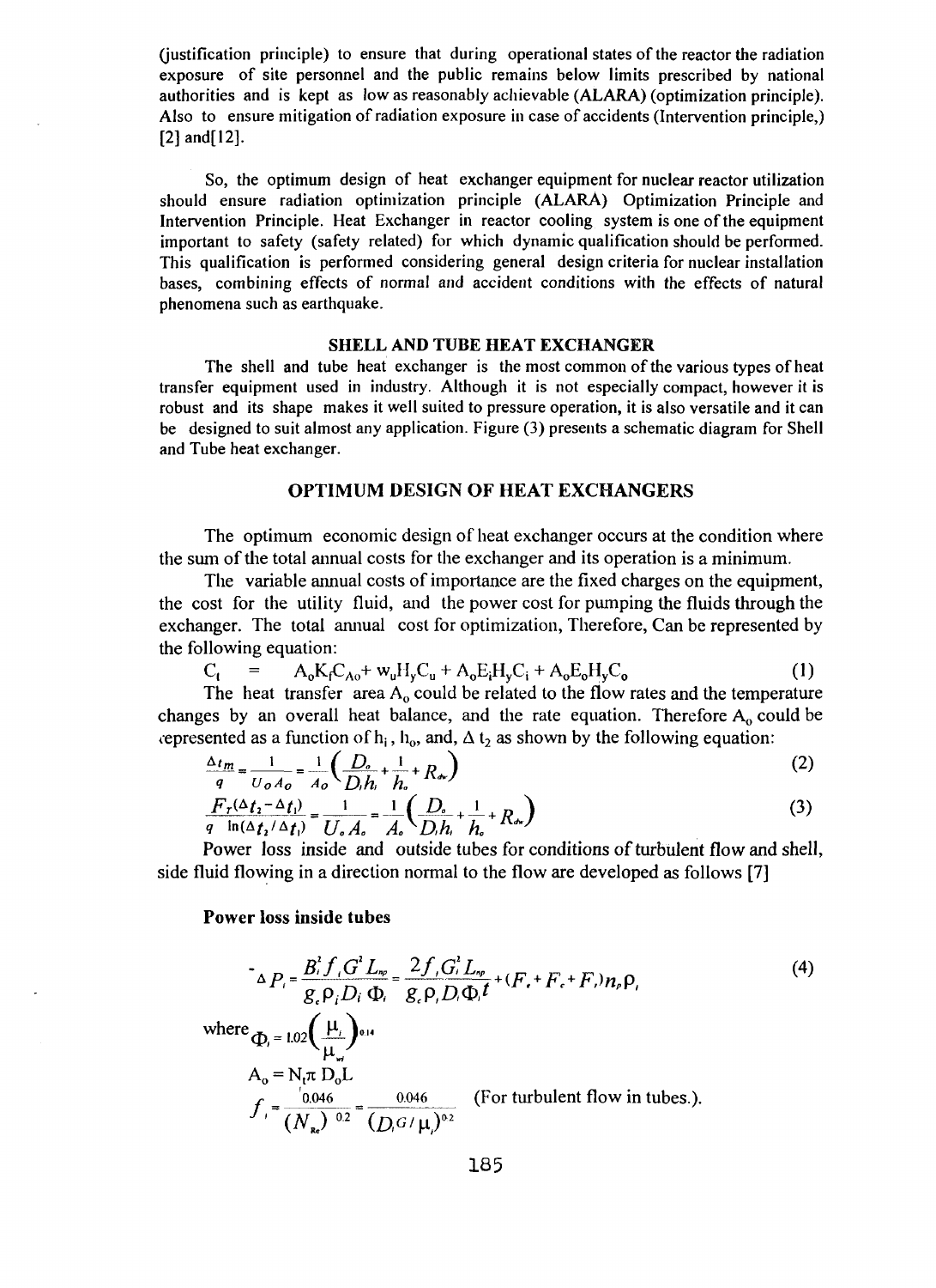(justification principle) to ensure that during operational states of the reactor the radiation exposure of site personnel and the public remains below limits prescribed by national authorities and is kept as low as reasonably achievable (ALARA) (optimization principle). Also to ensure mitigation of radiation exposure in case of accidents (Intervention principle,) [2] and[12].

So, the optimum design of heat exchanger equipment for nuclear reactor utilization should ensure radiation optimization principle (ALARA) Optimization Principle and Intervention Principle. Heat Exchanger in reactor cooling system is one of the equipment important to safety (safety related) for which dynamic qualification should be performed. This qualification is performed considering general design criteria for nuclear installation bases, combining effects of normal and accident conditions with the effects of natural phenomena such as earthquake.

## SHELL AND TUBE HEAT EXCHANGER

The shell and tube heat exchanger is the most common of the various types of heat transfer equipment used in industry. Although it is not especially compact, however it is robust and its shape makes it well suited to pressure operation, it is also versatile and it can be designed to suit almost any application. Figure (3) presents a schematic diagram for Shell and Tube heat exchanger.

## OPTIMUM DESIGN OF HEAT EXCHANGERS

The optimum economic design of heat exchanger occurs at the condition where the sum of the total annual costs for the exchanger and its operation is a minimum.

The variable annual costs of importance are the fixed charges on the equipment, the cost for the utility fluid, and the power cost for pumping the fluids through the exchanger. The total annual cost for optimization, Therefore, Can be represented by the following equation:

$$C_t = A_o K_f C_{Ao} + w_u H_y C_u + A_o E_i H_y C_i + A_o E_o H_y C_o \tag{1}$$

The heat transfer area $A_o$ could be related to the flow rates and the temperature changes by an overall heat balance, and the rate equation. Therefore $A_o$ could be represented as a function of $h_i$, $h_o$, and, $\Delta t_2$ as shown by the following equation:

$$\frac{\Delta t_m}{q} = \frac{1}{U_o A_o} = \frac{1}{A_o}\left(\frac{D_o}{D_i h_i} + \frac{1}{h_o} + R_{dw}\right) \tag{2}$$

$$\frac{F_T(\Delta t_2 - \Delta t_1)}{q \ \ln(\Delta t_2 / \Delta t_1)} = \frac{1}{U_o A_o} = \frac{1}{A_o}\left(\frac{D_o}{D_i h_i} + \frac{1}{h_o} + R_{dw}\right) \tag{3}$$

Power loss inside and outside tubes for conditions of turbulent flow and shell, side fluid flowing in a direction normal to the flow are developed as follows [7]

**Power loss inside tubes**

$$-\Delta P_i = \frac{B_i^2 f_i G^2 L_{np}}{g_c \rho_i D_i \Phi_i} = \frac{2 f_i G_i^2 L_{np}}{g_c \rho_i D_i \Phi_i t} + (F_e + F_c + F_r) n_p \rho_i \tag{4}$$

where $\Phi_i = 1.02\left(\frac{\mu_i}{\mu_{wi}}\right)^{0.14}$

$A_o = N_t \pi D_o L$

$f_i = \frac{0.046}{(N_{Re})^{0.2}} = \frac{0.046}{(D_i G / \mu_i)^{0.2}}$ (For turbulent flow in tubes.)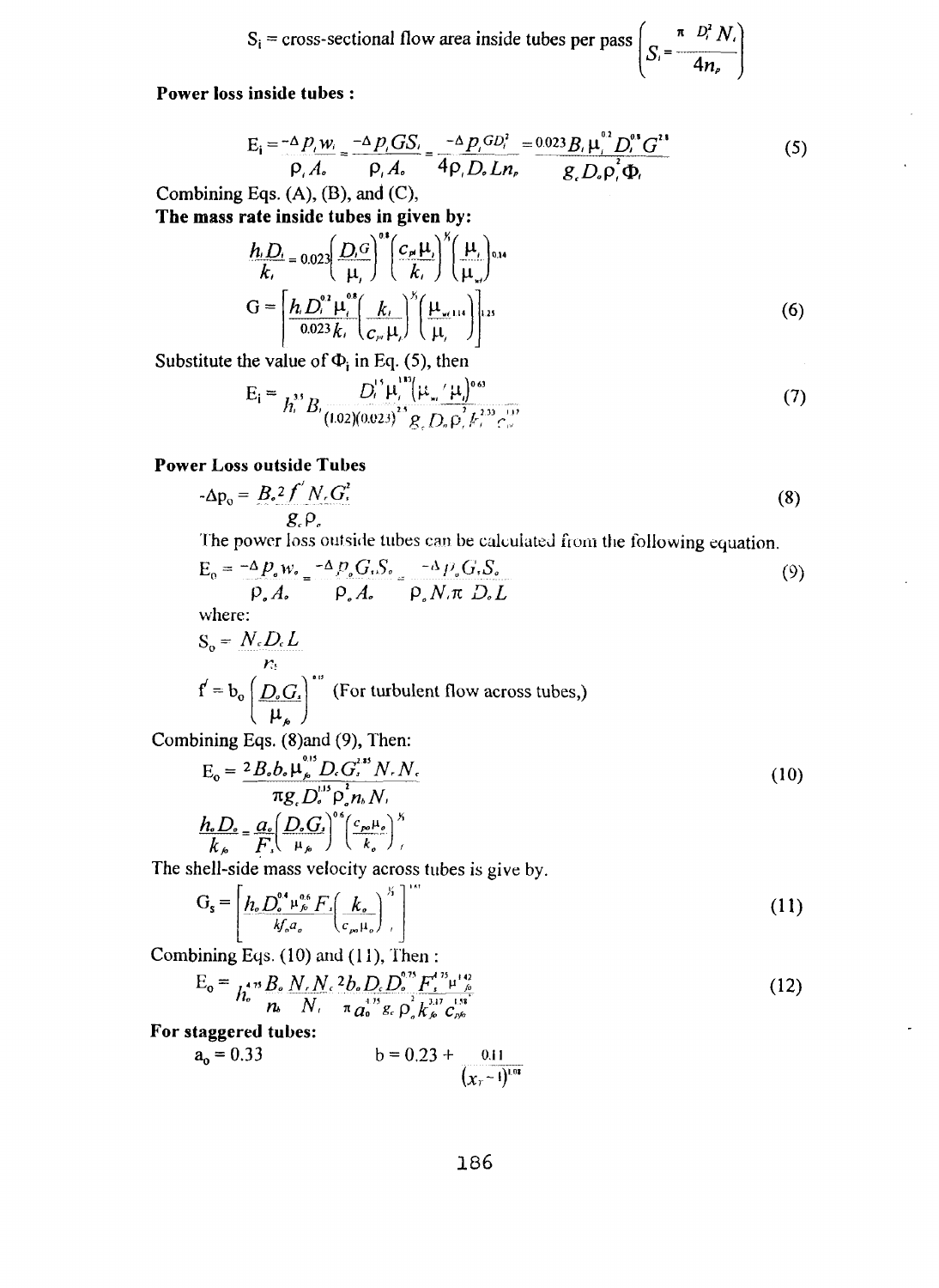$S_i$ = cross-sectional flow area inside tubes per pass $\left( S_i = \dfrac{\pi \; D_i^2 N_t}{4 n_p} \right)$

**Power loss inside tubes :**

$$E_i = \frac{-\Delta p_t w_i}{\rho_t A_o} = \frac{-\Delta p_t G S_i}{\rho_t A_o} = \frac{-\Delta p_t G D_i^2}{4 \rho_t D_o L n_p} = \frac{0.023 B_i \mu_t^{0.2} D_i^{0.8} G^{2.8}}{g_c D_o \rho_t^2 \Phi_t} \tag{5}$$

Combining Eqs. (A), (B), and (C),

**The mass rate inside tubes in given by:**

$$\frac{h_i D_i}{k_t} = 0.023 \left( \frac{D_i G}{\mu_t} \right)^{0.8} \left( \frac{c_{pt} \mu_t}{k_t} \right)^{1/3} \left( \frac{\mu_t}{\mu_{wt}} \right)^{0.14}$$

$$G = \left[ \frac{h_i D_i^{0.2} \mu_t^{0.8}}{0.023 k_t} \left( \frac{k_t}{c_{pt} \mu_t} \right)^{1/3} \left( \frac{\mu_{wt}}{\mu_t} \right)^{0.14} \right]^{1.25} \tag{6}$$

Substitute the value of $\Phi_i$ in Eq. (5), then

$$E_i = h_i^{3.5} B_i \frac{D_i^{1.5} \mu_t^{1.83} (\mu_{wt}/\mu_t)^{0.63}}{(1.02)(0.023)^{2.5} g_c D_o \rho_t^2 k_t^{2.33} c_{pt}^{1.17}} \tag{7}$$

**Power Loss outside Tubes**

$$-\Delta p_o = \frac{B_o 2 f' N_r G_s^2}{g_c \rho_o} \tag{8}$$

The power loss outside tubes can be calculated from the following equation.

$$E_o = \frac{-\Delta p_o w_o}{\rho_o A_o} = \frac{-\Delta p_o G_s S_o}{\rho_o A_o} = \frac{-\Delta p_o G_s S_o}{\rho_o N_t \pi D_o L} \tag{9}$$

where:

$$S_o = \frac{N_c D_c L}{n_b}$$

$$f' = b_o \left( \frac{D_o G_s}{\mu_{fo}} \right)^{-0.15} \quad \text{(For turbulent flow across tubes,)}$$

Combining Eqs. (8)and (9), Then:

$$E_o = \frac{2 B_o b_o \mu_{fo}^{0.15} D_c G_s^{2.85} N_r N_c}{\pi g_c D_o^{1.15} \rho_o^2 n_b N_t} \tag{10}$$

$$\frac{h_o D_o}{k_{fo}} = \frac{a_o}{F_s} \left( \frac{D_o G_s}{\mu_{fo}} \right)^{0.6} \left( \frac{c_{po} \mu_o}{k_o} \right)_f^{1/3}$$

The shell-side mass velocity across tubes is give by.

$$G_s = \left[ \frac{h_o D_o^{0.4} \mu_{fo}^{0.6} F_s}{k_f a_o} \left( \frac{k_o}{c_{po} \mu_o} \right)_f^{1/3} \right]^{1.67} \tag{11}$$

Combining Eqs. (10) and (11), Then :

$$E_o = h_o^{4.75} \frac{B_o N_r N_c 2 b_o D_c D_o^{0.75} F_s^{4.75} \mu_{fo}^{1.42}}{n_b N_t \pi a_o^{4.75} g_c \rho_o^2 k_{fo}^{3.17} c_{pfo}^{1.58}} \tag{12}$$

**For staggered tubes:**

$a_o = 0.33$ $\qquad$ $b = 0.23 + \dfrac{0.11}{(x_T - 1)^{1.08}}$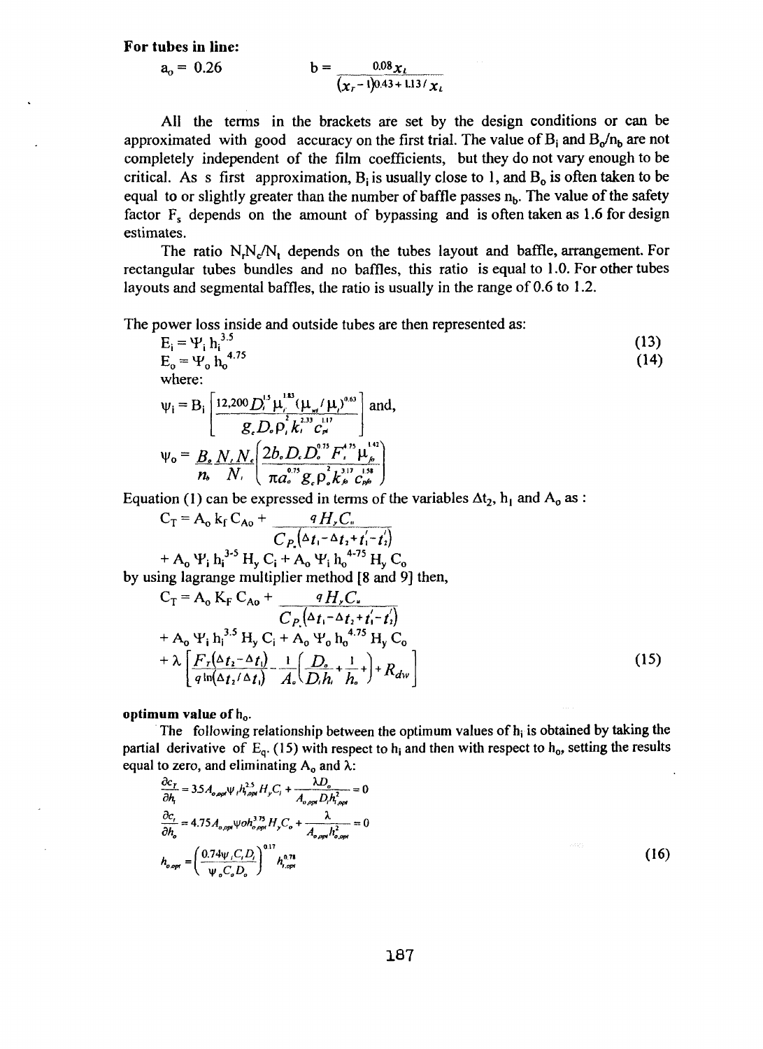**For tubes in line:**

$a_o = 0.26 \qquad b = \dfrac{0.08x_L}{(x_T - 1)^{0.43 + 1.13/x_L}}$

All the terms in the brackets are set by the design conditions or can be approximated with good accuracy on the first trial. The value of $B_i$ and $B_o/n_b$ are not completely independent of the film coefficients, but they do not vary enough to be critical. As s first approximation, $B_i$ is usually close to 1, and $B_o$ is often taken to be equal to or slightly greater than the number of baffle passes $n_b$. The value of the safety factor $F_s$ depends on the amount of bypassing and is often taken as 1.6 for design estimates.

The ratio $N_r N_c / N_t$ depends on the tubes layout and baffle, arrangement. For rectangular tubes bundles and no baffles, this ratio is equal to 1.0. For other tubes layouts and segmental baffles, the ratio is usually in the range of 0.6 to 1.2.

The power loss inside and outside tubes are then represented as:

$$E_i = \Psi_i h_i^{3.5} \tag{13}$$

$$E_o = \Psi_o h_o^{4.75} \tag{14}$$

where:

$$\psi_i = B_i \left[ \frac{12{,}200 D_i^{1.5} \mu_i^{1.83} (\mu_{wi}/\mu_i)^{0.63}}{g_c D_o \rho_i^2 k_i^{2.33} c_{pi}^{1.17}} \right] \text{ and,}$$

$$\psi_o = \frac{B_o}{n_b} \frac{N_r N_c}{N_t} \left( \frac{2 b_o D_o D_o^{0.75} F_s^{4.75} \mu_{fo}^{1.42}}{\pi a_o^{0.75} g_c \rho_o^2 k_{fo}^{3.17} c_{pfo}^{1.58}} \right)$$

Equation (1) can be expressed in terms of the variables $\Delta t_2$, $h_I$ and $A_o$ as :

$$C_T = A_o k_f C_{Ao} + \frac{q H_y C_w}{C_{P_w}(\Delta t_1 - \Delta t_2 + t_1' - t_2')} + A_o \Psi_i h_i^{3.5} H_y C_i + A_o \Psi_i h_o^{4.75} H_y C_o$$

by using lagrange multiplier method [8 and 9] then,

$$C_T = A_o K_F C_{Ao} + \frac{q H_y C_w}{C_{P_w}(\Delta t_1 - \Delta t_2 + t_1' - t_2')} + A_o \Psi_i h_i^{3.5} H_y C_i + A_o \Psi_o h_o^{4.75} H_y C_o + \lambda \left[ \frac{F_T(\Delta t_2 - \Delta t_1)}{q \ln(\Delta t_2 / \Delta t_1)} - \frac{1}{A_o}\left( \frac{D_o}{D_i h_i} + \frac{1}{h_o} \right) + R_{dw} \right] \tag{15}$$

**optimum value of $h_o$.**

The following relationship between the optimum values of $h_i$ is obtained by taking the partial derivative of Eq. (15) with respect to $h_i$ and then with respect to $h_o$, setting the results equal to zero, and eliminating $A_o$ and $\lambda$:

$$\frac{\partial c_T}{\partial h_i} = 3.5 A_{o,opt} \psi_i h_{i,opt}^{2.5} H_y C_i + \frac{\lambda D_o}{A_{o,opt} D_i h_{i,opt}^2} = 0$$

$$\frac{\partial c_t}{\partial h_o} = 4.75 A_{o,opt} \psi o h_{o,opt}^{3.75} H_y C_o + \frac{\lambda}{A_{o,opt} h_{o,opt}^2} = 0$$

$$h_{o,opt} = \left( \frac{0.74 \psi_i C_i D_i}{\psi_o C_o D_o} \right)^{0.17} h_{i,opt}^{0.78} \tag{16}$$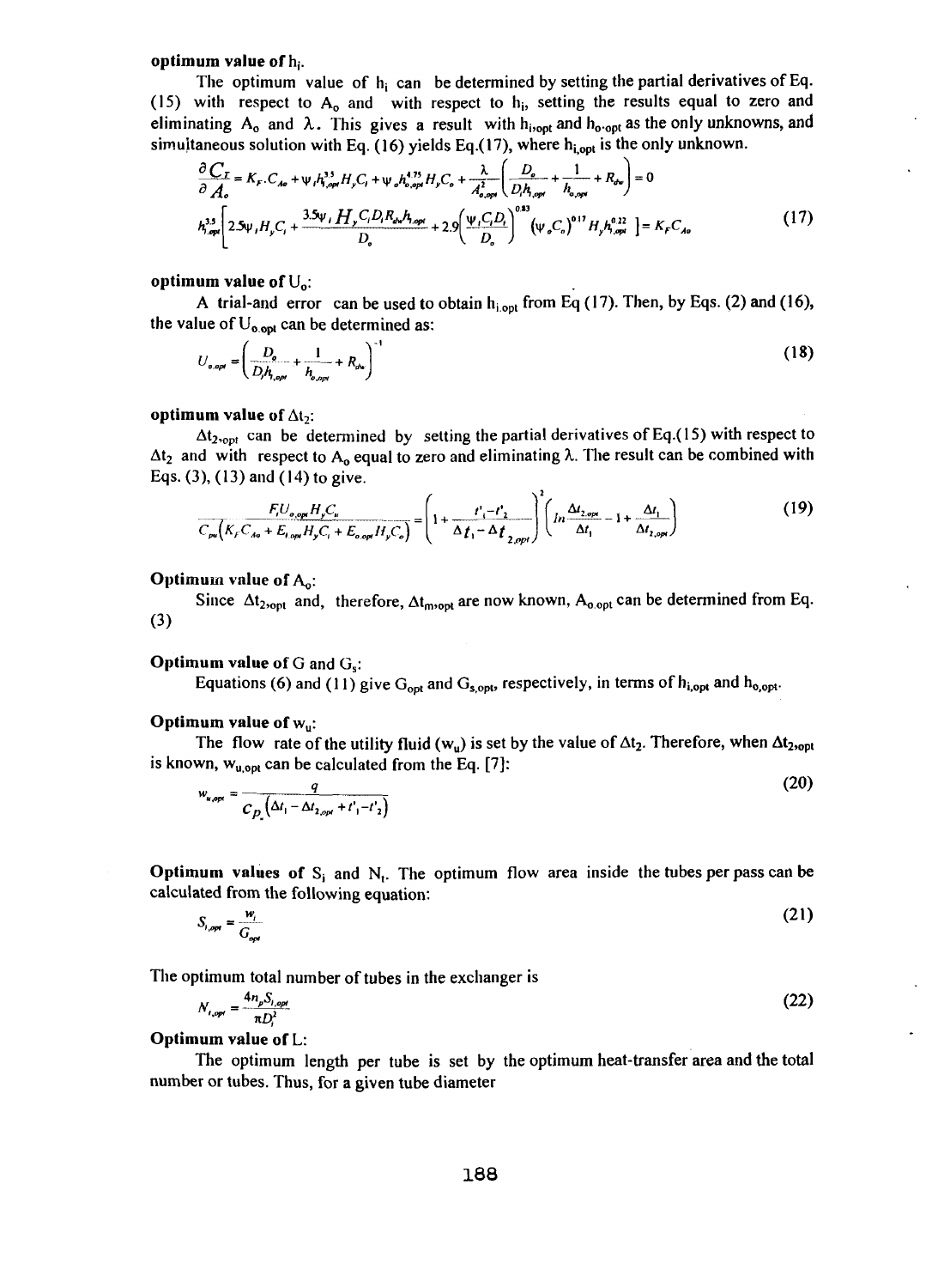**optimum value of $h_i$.**

The optimum value of $h_i$ can be determined by setting the partial derivatives of Eq. (15) with respect to $A_o$ and with respect to $h_i$, setting the results equal to zero and eliminating $A_o$ and $\lambda$. This gives a result with $h_{i,opt}$ and $h_{o,opt}$ as the only unknowns, and simultaneous solution with Eq. (16) yields Eq.(17), where $h_{i,opt}$ is the only unknown.

$$\frac{\partial C_T}{\partial A_o} = K_F.C_{Ao} + \psi_i h_{i,opt}^{3.5} H_y C_i + \psi_o h_{o,opt}^{4.75} H_y C_o + \frac{\lambda}{A_{o,opt}^2}\left(\frac{D_o}{D_i h_{i,opt}} + \frac{1}{h_{o,opt}} + R_{dw}\right) = 0$$

$$h_{i,opt}^{3.5}\left[2.5\psi_i H_y C_i + \frac{3.5\psi_i H_y C_i D_i R_{dw} h_{i,opt}}{D_o} + 2.9\left(\frac{\psi_i C_i D_i}{D_o}\right)^{0.83}(\psi_o C_o)^{0.17} H_y h_{i,opt}^{0.22}\right] = K_F C_{Ao} \tag{17}$$

**optimum value of $U_o$:**

A trial-and error can be used to obtain $h_{i,opt}$ from Eq (17). Then, by Eqs. (2) and (16), the value of $U_{o,opt}$ can be determined as:

$$U_{o,opt} = \left(\frac{D_o}{D_i h_{i,opt}} + \frac{1}{h_{o,opt}} + R_{dw}\right)^{-1} \tag{18}$$

**optimum value of $\Delta t_2$:**

$\Delta t_{2,opt}$ can be determined by setting the partial derivatives of Eq.(15) with respect to $\Delta t_2$ and with respect to $A_o$ equal to zero and eliminating $\lambda$. The result can be combined with Eqs. (3), (13) and (14) to give.

$$\frac{F_t U_{o,opt} H_y C_u}{C_{pu}\left(K_F C_{Ao} + E_{i,opt} H_y C_i + E_{o,opt} H_y C_o\right)} = \left(1 + \frac{t'_1 - t'_2}{\Delta t_1 - \Delta t_{2,opt}}\right)^2 \left(ln\frac{\Delta t_{2,opt}}{\Delta t_1} - 1 + \frac{\Delta t_1}{\Delta t_{2,opt}}\right) \tag{19}$$

**Optimum value of $A_o$:**

Since $\Delta t_{2,opt}$ and, therefore, $\Delta t_{m,opt}$ are now known, $A_{o,opt}$ can be determined from Eq. (3)

**Optimum value of G and $G_s$:**

Equations (6) and (11) give $G_{opt}$ and $G_{s,opt}$, respectively, in terms of $h_{i,opt}$ and $h_{o,opt}$.

**Optimum value of $w_u$:**

The flow rate of the utility fluid ($w_u$) is set by the value of $\Delta t_2$. Therefore, when $\Delta t_{2,opt}$ is known, $w_{u,opt}$ can be calculated from the Eq. [7]:

$$w_{u,opt} = \frac{q}{Cp_u\left(\Delta t_1 - \Delta t_{2,opt} + t'_1 - t'_2\right)} \tag{20}$$

**Optimum values of $S_i$ and $N_t$.** The optimum flow area inside the tubes per pass can be calculated from the following equation:

$$S_{i,opt} = \frac{w_i}{G_{opt}} \tag{21}$$

The optimum total number of tubes in the exchanger is

$$N_{t,opt} = \frac{4 n_p S_{i,opt}}{\pi D_i^2} \tag{22}$$

**Optimum value of L:**

The optimum length per tube is set by the optimum heat-transfer area and the total number or tubes. Thus, for a given tube diameter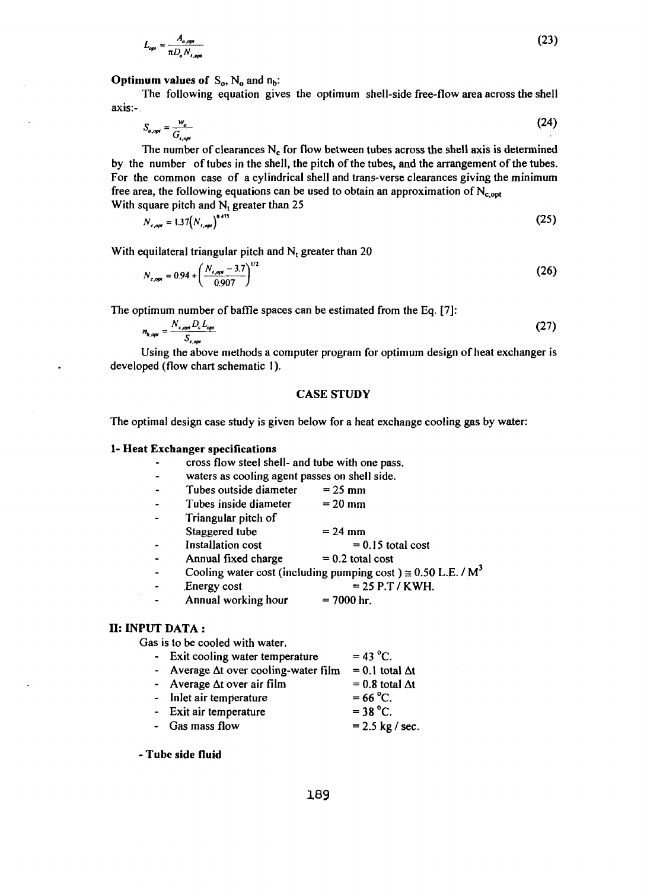$$L_{opt} = \frac{A_{o,opt}}{\pi D_o N_{t,opt}} \tag{23}$$

**Optimum values of $S_o$, $N_o$ and $n_b$:**

The following equation gives the optimum shell-side free-flow area across the shell axis:-

$$S_{o,opt} = \frac{w_o}{G_{s,opt}} \tag{24}$$

The number of clearances $N_c$ for flow between tubes across the shell axis is determined by the number of tubes in the shell, the pitch of the tubes, and the arrangement of the tubes. For the common case of a cylindrical shell and trans-verse clearances giving the minimum free area, the following equations can be used to obtain an approximation of $N_{c,opt}$

With square pitch and $N_t$ greater than 25

$$N_{c,opt} = 1.37(N_{t,opt})^{0.475} \tag{25}$$

With equilateral triangular pitch and $N_t$ greater than 20

$$N_{c,opt} = 0.94 + \left(\frac{N_{t,opt} - 3.7}{0.907}\right)^{1/2} \tag{26}$$

The optimum number of baffle spaces can be estimated from the Eq. [7]:

$$n_{b,opt} = \frac{N_{c,opt} D_c L_{opt}}{S_{r,opt}} \tag{27}$$

Using the above methods a computer program for optimum design of heat exchanger is developed (flow chart schematic 1).

## CASE STUDY

The optimal design case study is given below for a heat exchange cooling gas by water:

### 1- Heat Exchanger specifications

- cross flow steel shell- and tube with one pass.
- waters as cooling agent passes on shell side.
- Tubes outside diameter = 25 mm
- Tubes inside diameter = 20 mm
- Triangular pitch of Staggered tube = 24 mm
- Installation cost = 0.15 total cost
- Annual fixed charge = 0.2 total cost
- Cooling water cost (including pumping cost ) ≅ 0.50 L.E. / $M^3$
- Energy cost = 25 P.T / KWH.
- Annual working hour = 7000 hr.

### II: INPUT DATA :

Gas is to be cooled with water.

- Exit cooling water temperature = 43 °C.
- Average Δt over cooling-water film = 0.1 total Δt
- Average Δt over air film = 0.8 total Δt
- Inlet air temperature = 66 °C.
- Exit air temperature = 38 °C.
- Gas mass flow = 2.5 kg / sec.

**- Tube side fluid**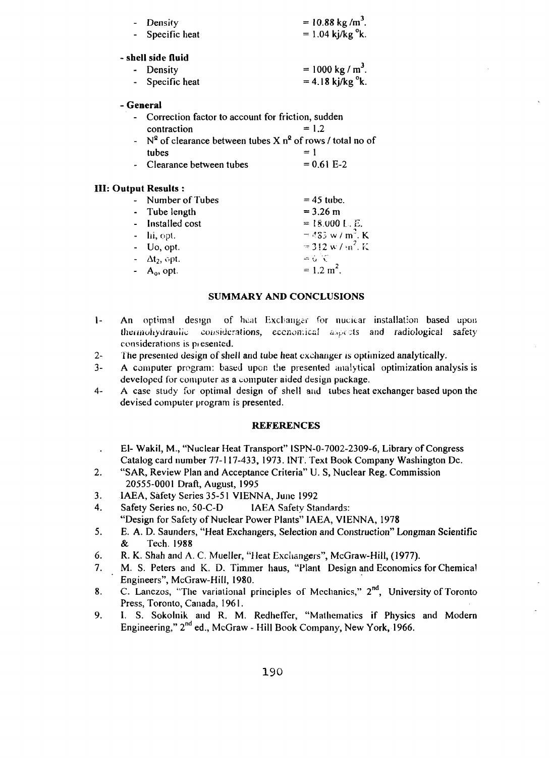- Density = 10.88 kg /m$^3$.
- Specific heat = 1.04 kj/kg °k.

**- shell side fluid**

- Density = 1000 kg / m$^3$.
- Specific heat = 4.18 kj/kg °k.

**- General**

- Correction factor to account for friction, sudden contraction = 1.2
- N° of clearance between tubes X n° of rows / total no of tubes = 1
- Clearance between tubes = 0.61 E-2

**III: Output Results :**

- Number of Tubes = 45 tube.
- Tube length = 3.26 m
- Installed cost = 18.000 L. E.
- hi, opt. = 483 w / m$^2$. K
- Uo, opt. = 312 w / m$^2$. K
- $\Delta t_2$, opt. = 6 °C
- $A_o$, opt. = 1.2 m$^2$.

## SUMMARY AND CONCLUSIONS

1- An optimal design of heat Exchanger for nuclear installation based upon thermohydraulic considerations, economical aspects and radiological safety considerations is presented.

2- The presented design of shell and tube heat exchanger is optimized analytically.

3- A computer program based upon the presented analytical optimization analysis is developed for computer as a computer aided design package.

4- A case study for optimal design of shell and tubes heat exchanger based upon the devised computer program is presented.

## REFERENCES

1. El- Wakil, M., "Nuclear Heat Transport" ISPN-0-7002-2309-6, Library of Congress Catalog card number 77-117-433, 1973. INT. Text Book Company Washington Dc.
2. "SAR, Review Plan and Acceptance Criteria" U. S, Nuclear Reg. Commission 20555-0001 Draft, August, 1995
3. IAEA, Safety Series 35-51 VIENNA, June 1992
4. Safety Series no, 50-C-D IAEA Safety Standards: "Design for Safety of Nuclear Power Plants" IAEA, VIENNA, 1978
5. E. A. D. Saunders, "Heat Exchangers, Selection and Construction" Longman Scientific & Tech. 1988
6. R. K. Shah and A. C. Mueller, "Heat Exchangers", McGraw-Hill, (1977).
7. M. S. Peters and K. D. Timmer haus, "Plant Design and Economics for Chemical Engineers", McGraw-Hill, 1980.
8. C. Lanczos, "The variational principles of Mechanics," 2nd, University of Toronto Press, Toronto, Canada, 1961.
9. I. S. Sokolnik and R. M. Redheffer, "Mathematics if Physics and Modern Engineering," 2nd ed., McGraw - Hill Book Company, New York, 1966.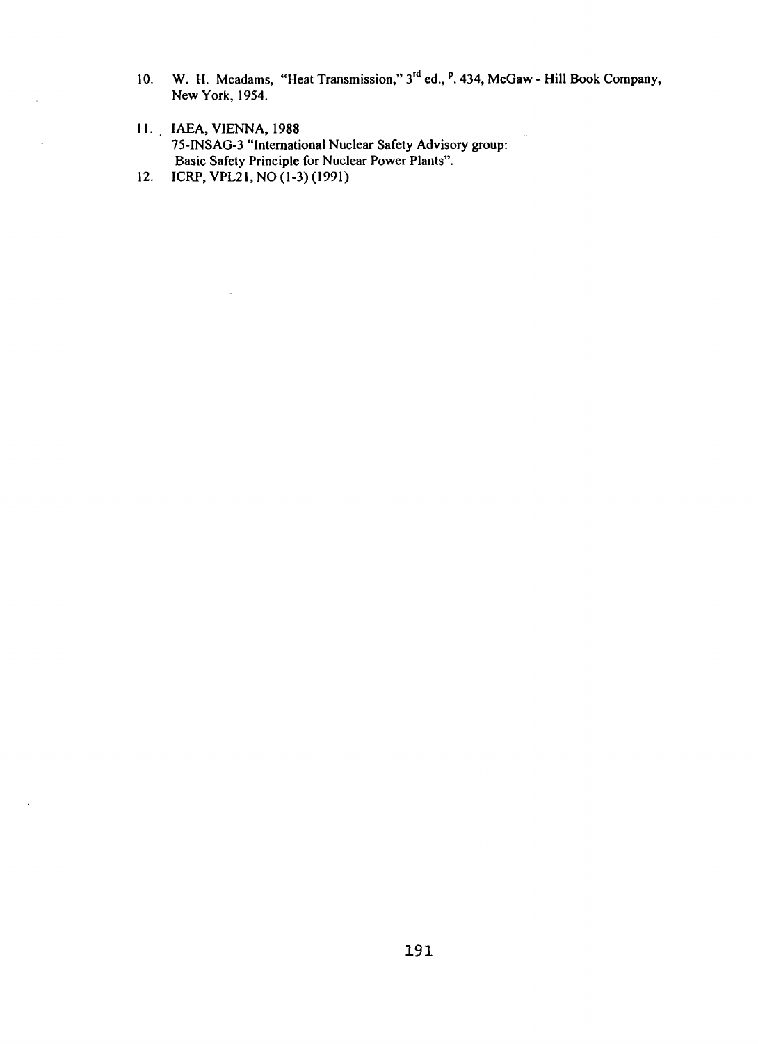10. W. H. Mcadams, "Heat Transmission," 3[rd] ed., P. 434, McGaw - Hill Book Company, New York, 1954.

11. IAEA, VIENNA, 1988
    75-INSAG-3 "International Nuclear Safety Advisory group: Basic Safety Principle for Nuclear Power Plants".

12. ICRP, VPL21, NO (1-3) (1991)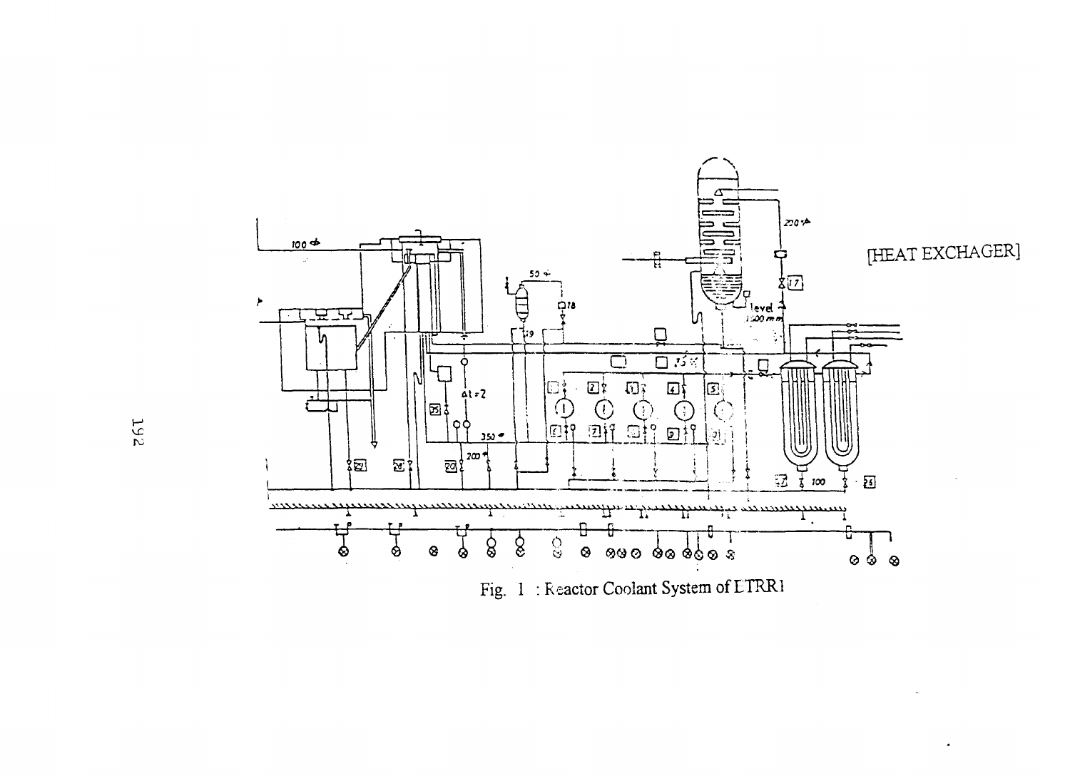[HEAT EXCHAGER]

Fig. 1 : Reactor Coolant System of ETRR1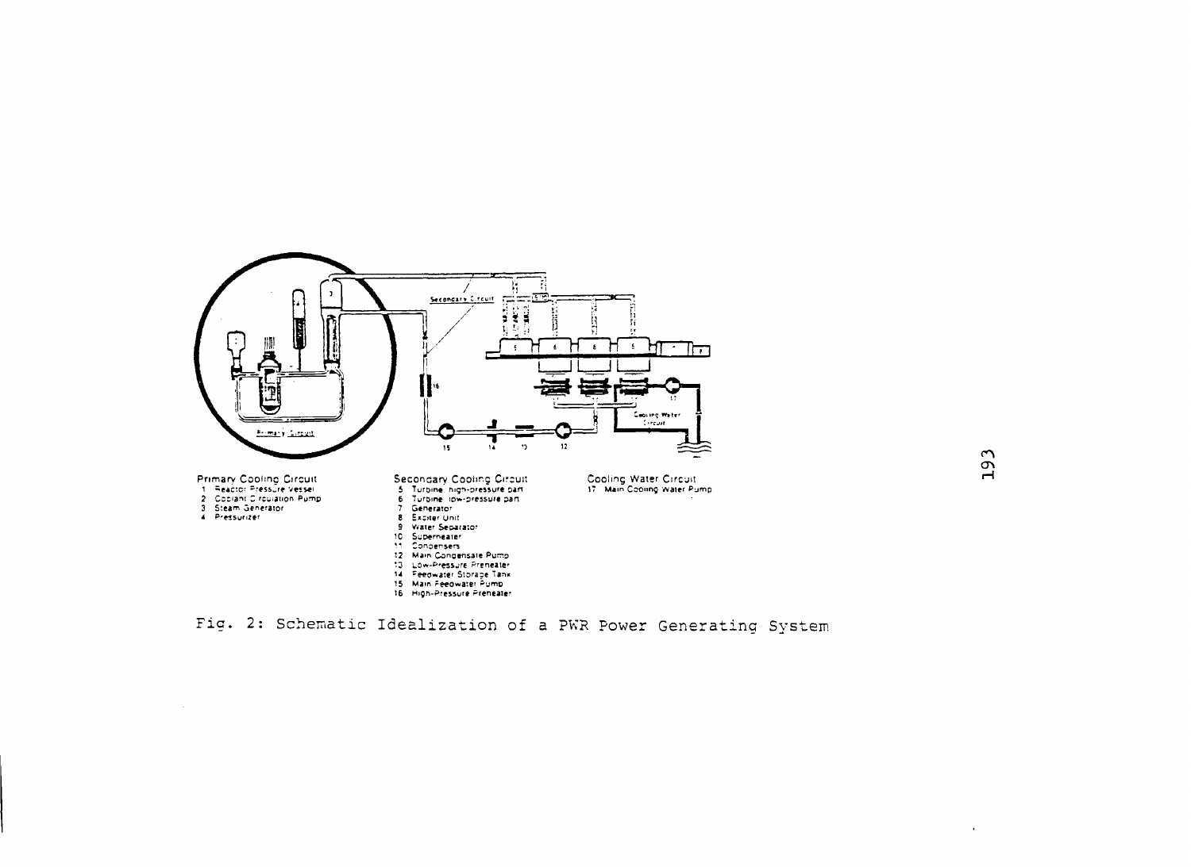Secondary Circuit

Primary Circuit

Cooling Water Circuit

Primary Cooling Circuit
1 Reactor Pressure Vessel
2 Coolant Circulation Pump
3 Steam Generator
4 Pressurizer

Secondary Cooling Circuit
5 Turbine high-pressure part
6 Turbine low-pressure part
7 Generator
8 Exciter Unit
9 Water Separator
10 Superheater
11 Condensers
12 Main Condensate Pump
13 Low-Pressure Preheater
14 Feedwater Storage Tank
15 Main Feedwater Pump
16 High-Pressure Preheater

Cooling Water Circuit
17 Main Cooling Water Pump

Fig. 2: Schematic Idealization of a PWR Power Generating System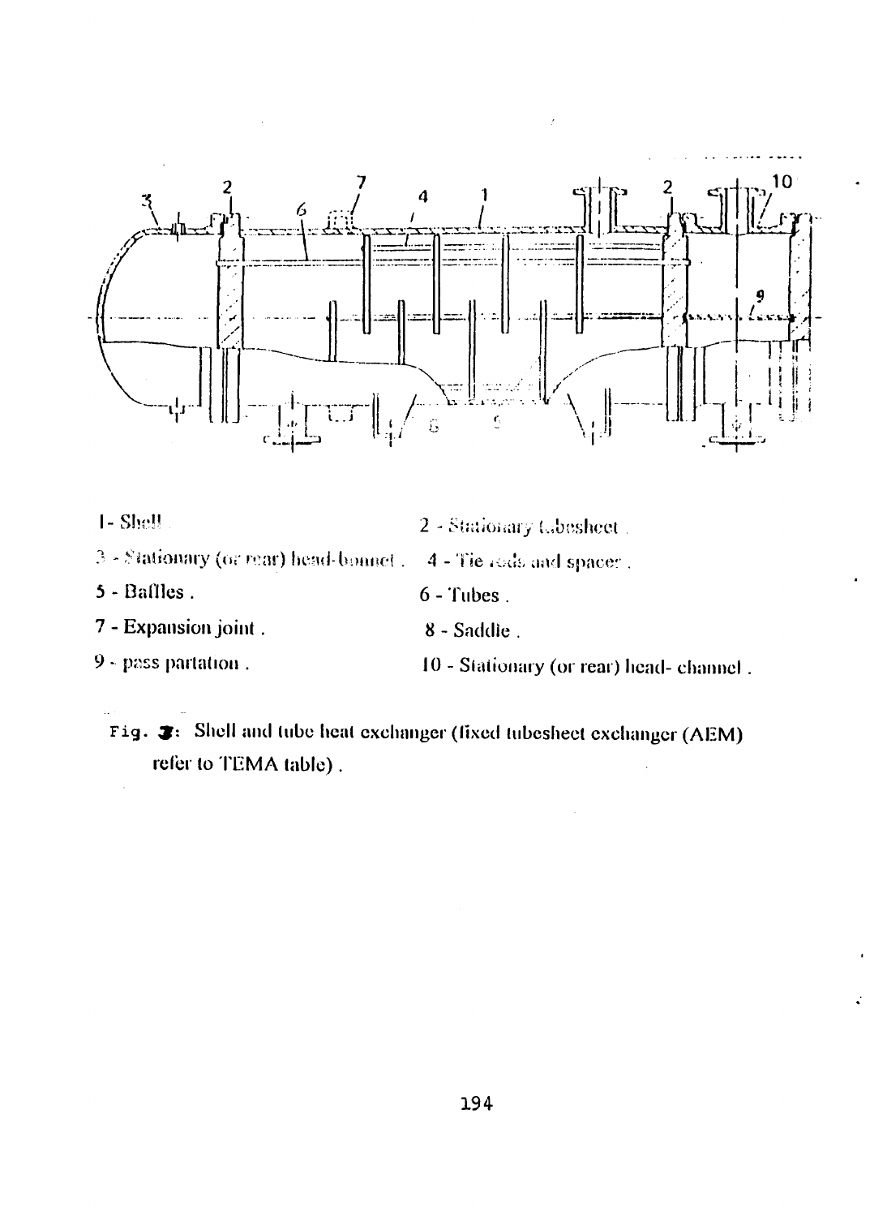1 - Shell .

2 - Stationary tubesheet .

3 - Stationary (or rear) head-bonnet .

4 - Tie rods and spacer .

5 - Baffles .

6 - Tubes .

7 - Expansion joint .

8 - Saddle .

9 - pass partation .

10 - Stationary (or rear) head- channel .

Fig. 3: Shell and tube heat exchanger (fixed tubesheet exchanger (AEM) refer to TEMA table) .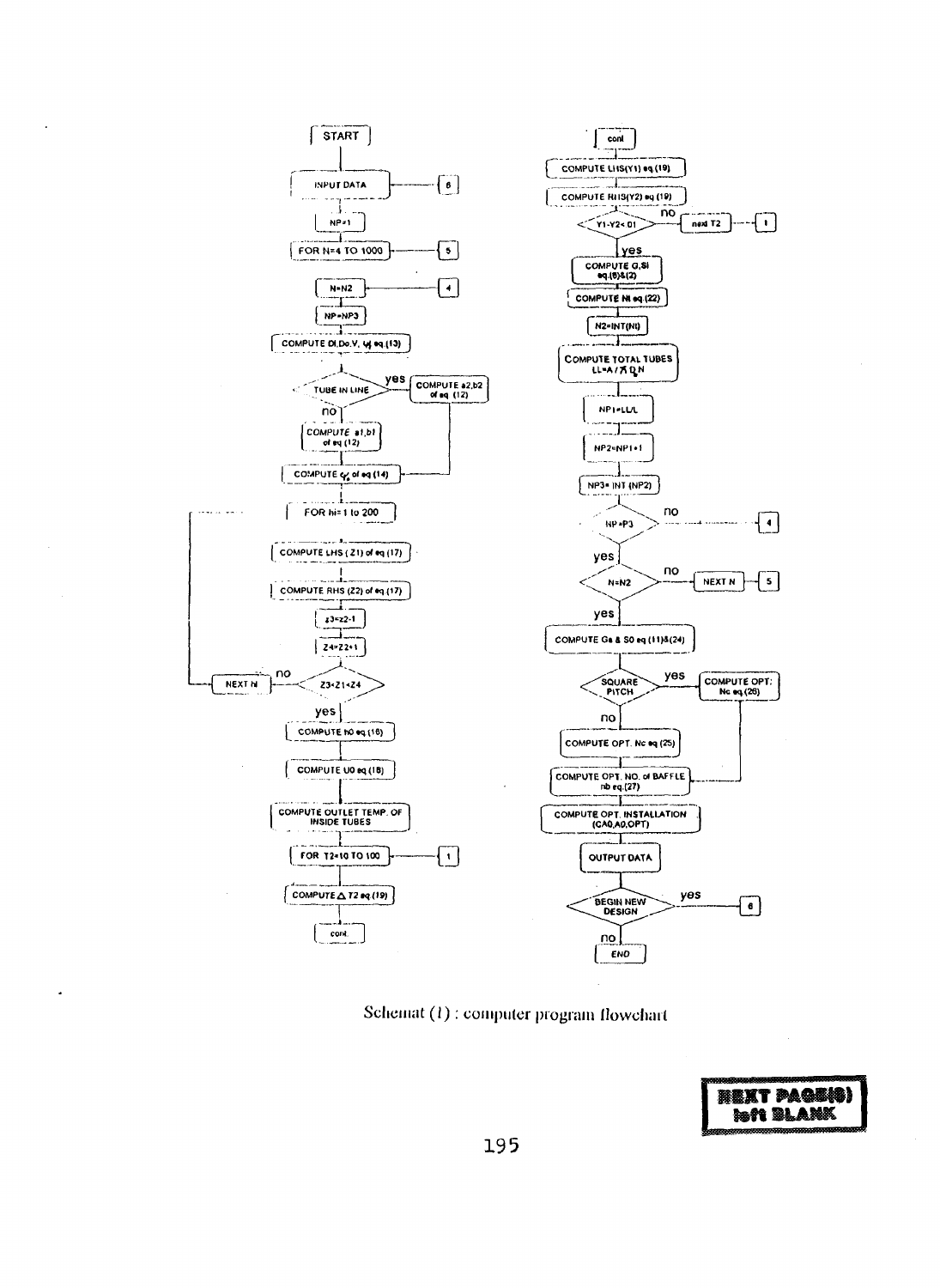START

INPUT DATA

6

NP=1

FOR N=4 TO 1000

5

N=N2

4

NP=NP3

COMPUTE Di,Do,V, $u_f$ eq (13)

TUBE IN LINE

yes

COMPUTE a2,b2 of eq (12)

no

COMPUTE a1,b1 of eq (12)

COMPUTE $\varphi_s$ of eq (14)

FOR hi= 1 to 200

COMPUTE LHS (Z1) of eq (17)

COMPUTE RHS (Z2) of eq (17)

z3=z2-1

Z4=Z2+1

NEXT N

no

Z3<Z1<Z4

yes

COMPUTE h0 eq (16)

COMPUTE U0 eq (18)

COMPUTE OUTLET TEMP. OF INSIDE TUBES

FOR T2=10 TO 100

1

COMPUTE $\Delta$ T2 eq (19)

cont.

cont

COMPUTE LHS(Y1) eq (19)

COMPUTE RHS(Y2) eq (19)

Y1-Y2<.01

no

next T2

1

yes

COMPUTE G,Si eq (6)&(2)

COMPUTE Nt eq (22)

N2=INT(Nt)

COMPUTE TOTAL TUBES LL=A / $\pi$ $D_o$N

NP1=LL/L

NP2=NP1+1

NP3= INT (NP2)

NP=P3

no

4

yes

N=N2

no

NEXT N

5

yes

COMPUTE Gs & S0 eq (11)&(24)

SQUARE PITCH

yes

COMPUTE OPT. Nc eq (26)

no

COMPUTE OPT. Nc eq (25)

COMPUTE OPT. NO. of BAFFLE nb eq (27)

COMPUTE OPT. INSTALLATION (CA0,A0,OPT)

OUTPUT DATA

BEGIN NEW DESIGN

yes

6

no

END

Schemat (1) : computer program flowchart

NEXT PAGE(S) left BLANK